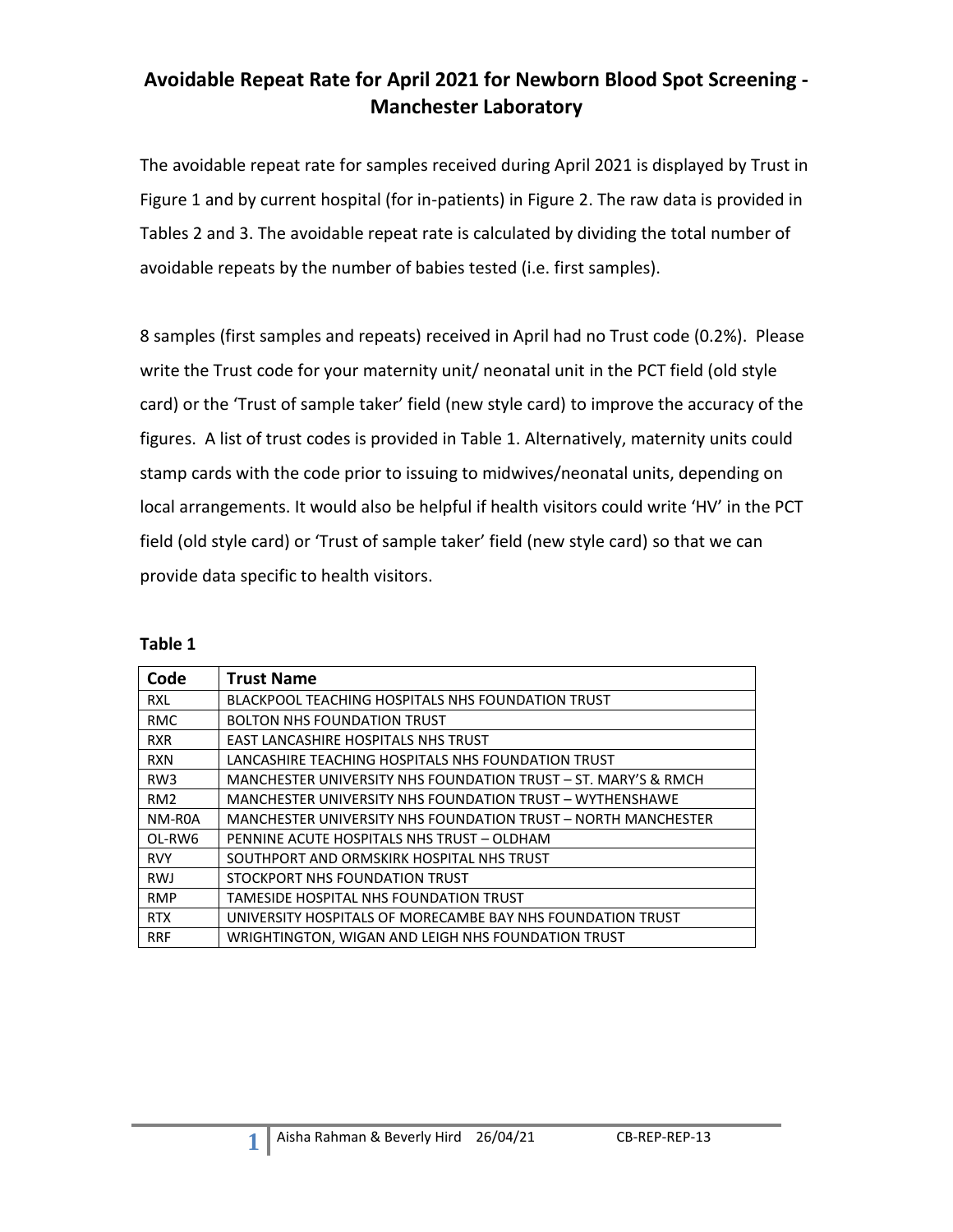# Avoidable Repeat Rate for April 2021 for Newborn Blood Spot Screening - Manchester Laboratory

The avoidable repeat rate for samples received during April 2021 is displayed by Trust in Figure 1 and by current hospital (for in-patients) in Figure 2. The raw data is provided in Tables 2 and 3. The avoidable repeat rate is calculated by dividing the total number of avoidable repeats by the number of babies tested (i.e. first samples).

8 samples (first samples and repeats) received in April had no Trust code (0.2%). Please write the Trust code for your maternity unit/ neonatal unit in the PCT field (old style card) or the 'Trust of sample taker' field (new style card) to improve the accuracy of the figures. A list of trust codes is provided in Table 1. Alternatively, maternity units could stamp cards with the code prior to issuing to midwives/neonatal units, depending on local arrangements. It would also be helpful if health visitors could write 'HV' in the PCT field (old style card) or 'Trust of sample taker' field (new style card) so that we can provide data specific to health visitors.

**Table 1**

| Code | Trust Name |
|---|---|
| RXL | BLACKPOOL TEACHING HOSPITALS NHS FOUNDATION TRUST |
| RMC | BOLTON NHS FOUNDATION TRUST |
| RXR | EAST LANCASHIRE HOSPITALS NHS TRUST |
| RXN | LANCASHIRE TEACHING HOSPITALS NHS FOUNDATION TRUST |
| RW3 | MANCHESTER UNIVERSITY NHS FOUNDATION TRUST – ST. MARY'S & RMCH |
| RM2 | MANCHESTER UNIVERSITY NHS FOUNDATION TRUST – WYTHENSHAWE |
| NM-R0A | MANCHESTER UNIVERSITY NHS FOUNDATION TRUST – NORTH MANCHESTER |
| OL-RW6 | PENNINE ACUTE HOSPITALS NHS TRUST – OLDHAM |
| RVY | SOUTHPORT AND ORMSKIRK HOSPITAL NHS TRUST |
| RWJ | STOCKPORT NHS FOUNDATION TRUST |
| RMP | TAMESIDE HOSPITAL NHS FOUNDATION TRUST |
| RTX | UNIVERSITY HOSPITALS OF MORECAMBE BAY NHS FOUNDATION TRUST |
| RRF | WRIGHTINGTON, WIGAN AND LEIGH NHS FOUNDATION TRUST |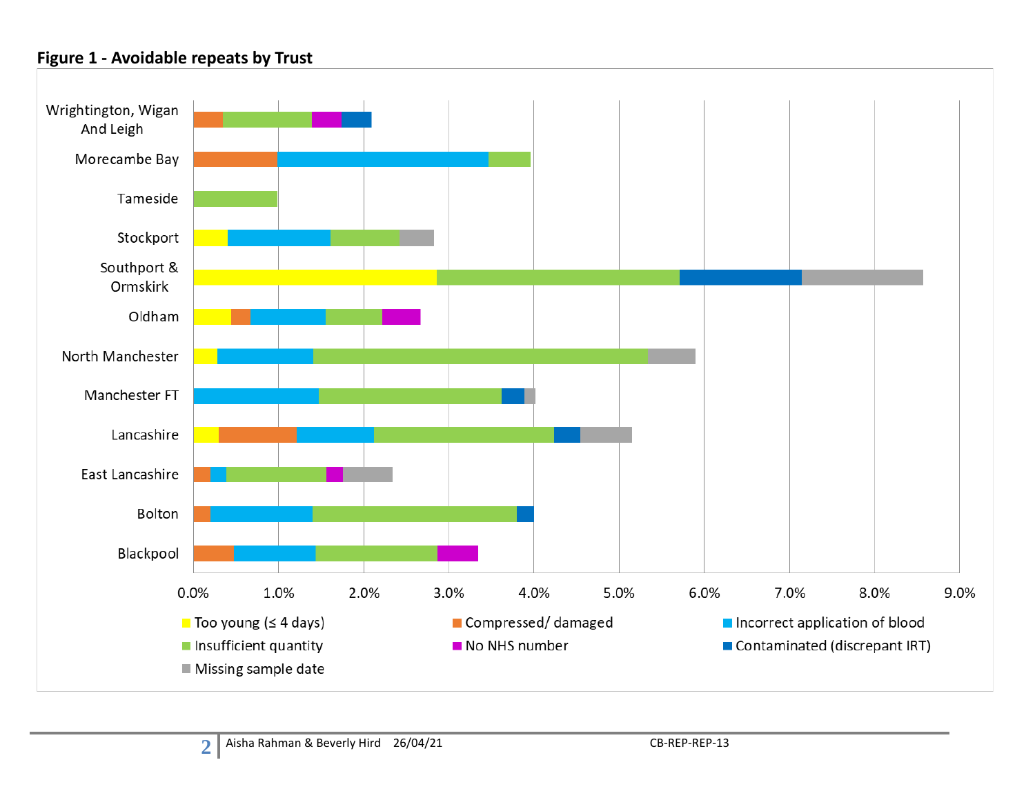**Figure 1 - Avoidable repeats by Trust**

| Trust |
|---|
| Wrightington, Wigan And Leigh |
| Morecambe Bay |
| Tameside |
| Stockport |
| Southport & Ormskirk |
| Oldham |
| North Manchester |
| Manchester FT |
| Lancashire |
| East Lancashire |
| Bolton |
| Blackpool |

0.0% 1.0% 2.0% 3.0% 4.0% 5.0% 6.0% 7.0% 8.0% 9.0%

- Too young (≤ 4 days)
- Compressed/ damaged
- Incorrect application of blood
- Insufficient quantity
- No NHS number
- Contaminated (discrepant IRT)
- Missing sample date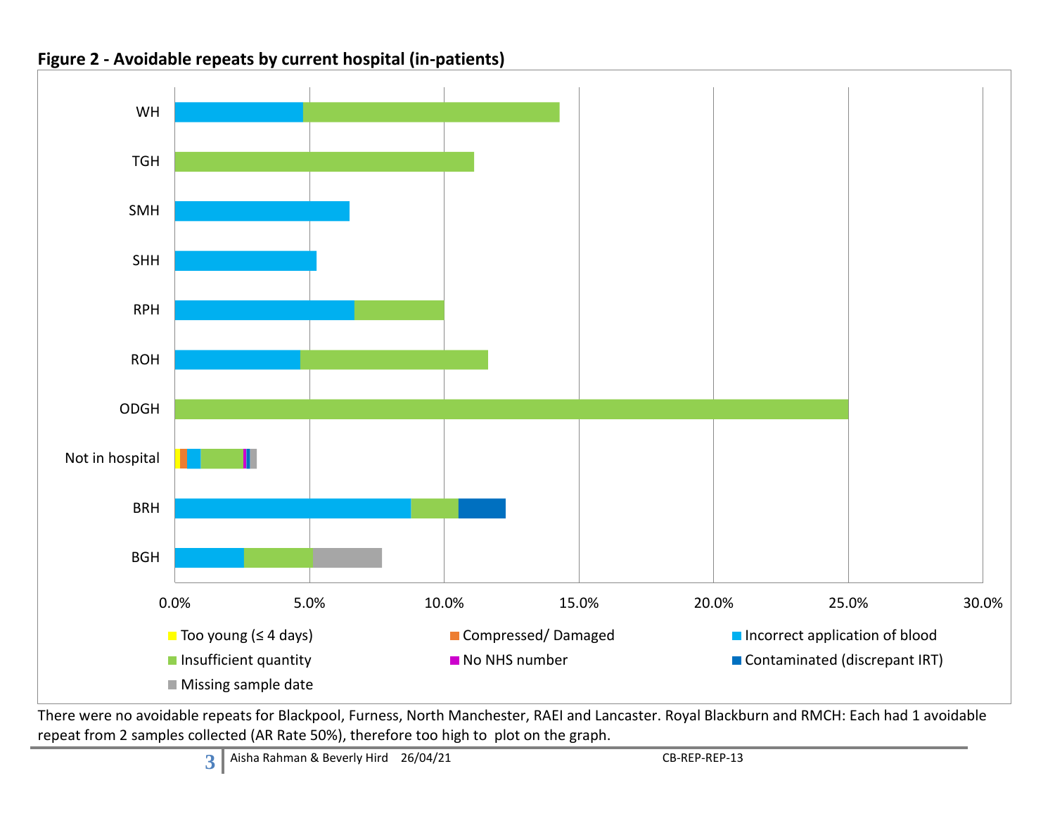**Figure 2 - Avoidable repeats by current hospital (in-patients)**

There were no avoidable repeats for Blackpool, Furness, North Manchester, RAEI and Lancaster. Royal Blackburn and RMCH: Each had 1 avoidable repeat from 2 samples collected (AR Rate 50%), therefore too high to plot on the graph.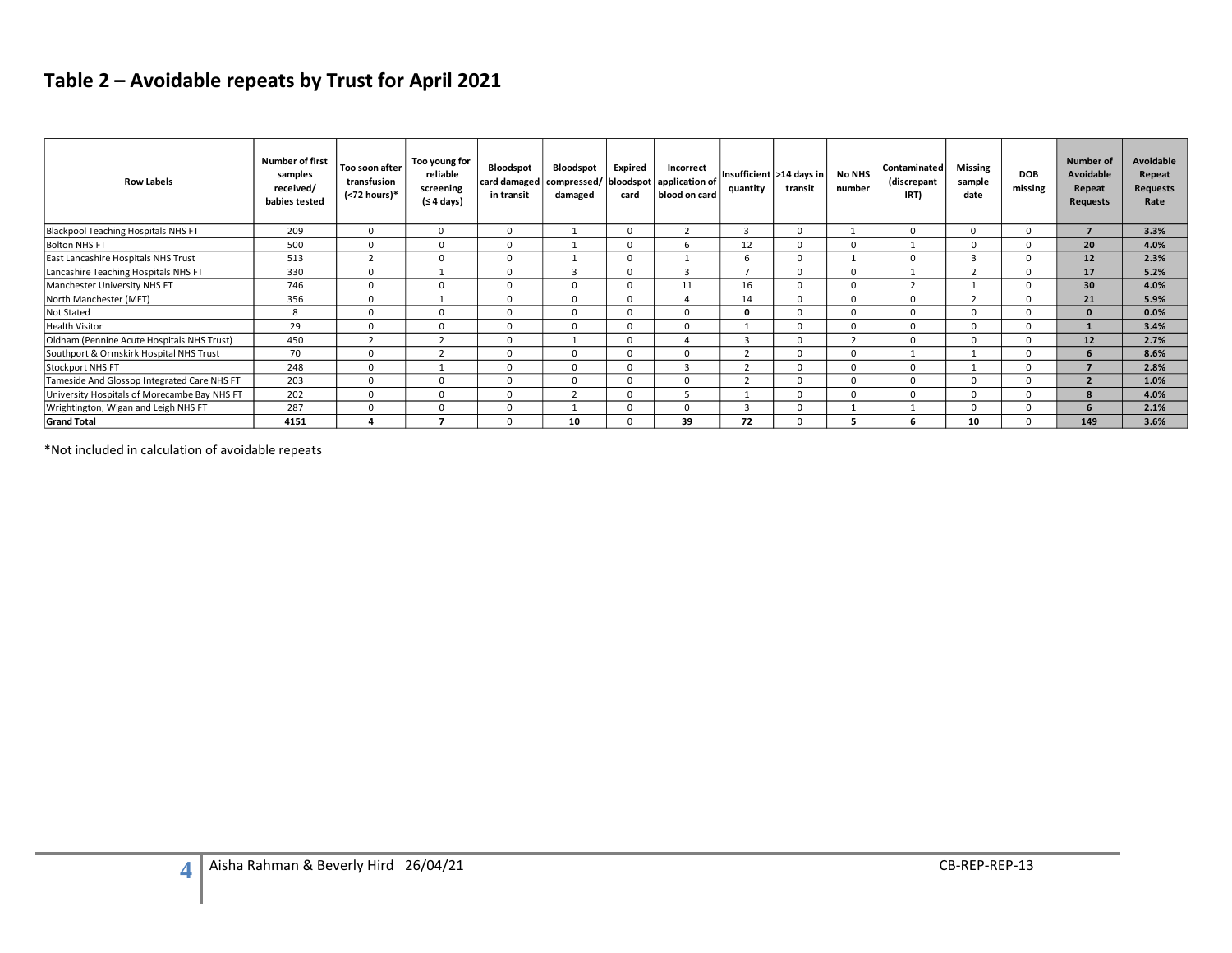## Table 2 – Avoidable repeats by Trust for April 2021

| Row Labels | Number of first samples received/ babies tested | Too soon after transfusion (<72 hours)* | Too young for reliable screening (≤ 4 days) | Bloodspot card damaged in transit | Bloodspot compressed/ damaged | Expired bloodspot card | Incorrect application of blood on card | Insufficient quantity | >14 days in transit | No NHS number | Contaminated (discrepant IRT) | Missing sample date | DOB missing | Number of Avoidable Repeat Requests | Avoidable Repeat Requests Rate |
|---|---|---|---|---|---|---|---|---|---|---|---|---|---|---|---|
| Blackpool Teaching Hospitals NHS FT | 209 | 0 | 0 | 0 | 1 | 0 | 2 | 3 | 0 | 1 | 0 | 0 | 0 | **7** | **3.3%** |
| Bolton NHS FT | 500 | 0 | 0 | 0 | 1 | 0 | 6 | 12 | 0 | 0 | 1 | 0 | 0 | **20** | **4.0%** |
| East Lancashire Hospitals NHS Trust | 513 | 2 | 0 | 0 | 1 | 0 | 1 | 6 | 0 | 1 | 0 | 3 | 0 | **12** | **2.3%** |
| Lancashire Teaching Hospitals NHS FT | 330 | 0 | 1 | 0 | 3 | 0 | 3 | 7 | 0 | 0 | 1 | 2 | 0 | **17** | **5.2%** |
| Manchester University NHS FT | 746 | 0 | 0 | 0 | 0 | 0 | 11 | 16 | 0 | 0 | 2 | 1 | 0 | **30** | **4.0%** |
| North Manchester (MFT) | 356 | 0 | 1 | 0 | 0 | 0 | 4 | 14 | 0 | 0 | 0 | 2 | 0 | **21** | **5.9%** |
| Not Stated | 8 | 0 | 0 | 0 | 0 | 0 | 0 | **0** | 0 | 0 | 0 | 0 | 0 | **0** | **0.0%** |
| Health Visitor | 29 | 0 | 0 | 0 | 0 | 0 | 0 | 1 | 0 | 0 | 0 | 0 | 0 | **1** | **3.4%** |
| Oldham (Pennine Acute Hospitals NHS Trust) | 450 | 2 | 2 | 0 | 1 | 0 | 4 | 3 | 0 | 2 | 0 | 0 | 0 | **12** | **2.7%** |
| Southport & Ormskirk Hospital NHS Trust | 70 | 0 | 2 | 0 | 0 | 0 | 0 | 2 | 0 | 0 | 1 | 1 | 0 | **6** | **8.6%** |
| Stockport NHS FT | 248 | 0 | 1 | 0 | 0 | 0 | 3 | 2 | 0 | 0 | 0 | 1 | 0 | **7** | **2.8%** |
| Tameside And Glossop Integrated Care NHS FT | 203 | 0 | 0 | 0 | 0 | 0 | 0 | 2 | 0 | 0 | 0 | 0 | 0 | **2** | **1.0%** |
| University Hospitals of Morecambe Bay NHS FT | 202 | 0 | 0 | 0 | 2 | 0 | 5 | 1 | 0 | 0 | 0 | 0 | 0 | **8** | **4.0%** |
| Wrightington, Wigan and Leigh NHS FT | 287 | 0 | 0 | 0 | 1 | 0 | 0 | 3 | 0 | 1 | 1 | 0 | 0 | **6** | **2.1%** |
| **Grand Total** | **4151** | **4** | **7** | 0 | **10** | 0 | **39** | **72** | 0 | **5** | **6** | **10** | 0 | **149** | **3.6%** |

*Not included in calculation of avoidable repeats

Aisha Rahman & Beverly Hird 26/04/21 CB-REP-REP-13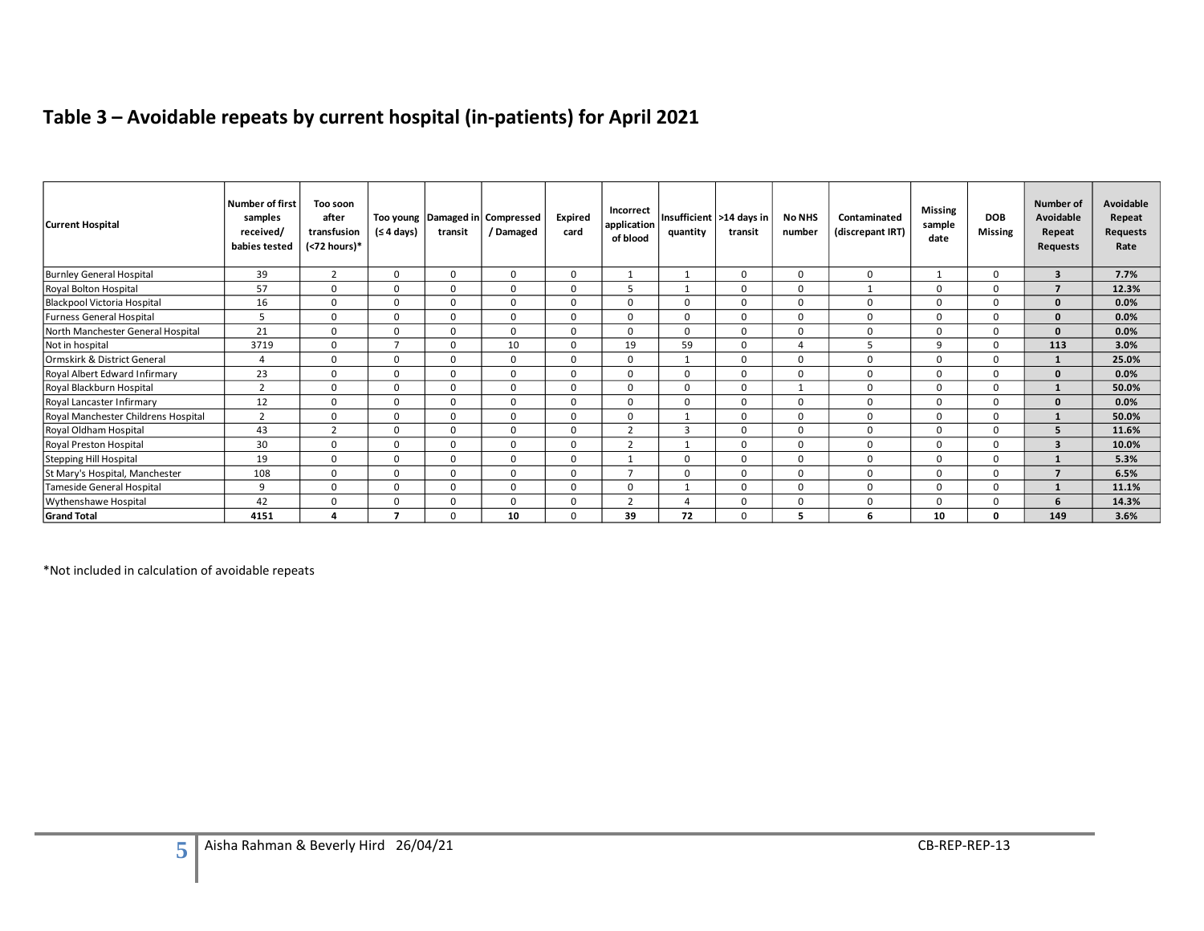## Table 3 – Avoidable repeats by current hospital (in-patients) for April 2021

| Current Hospital | Number of first samples received/ babies tested | Too soon after transfusion (<72 hours)* | Too young (≤ 4 days) | Damaged in transit | Compressed / Damaged | Expired card | Incorrect application of blood | Insufficient quantity | >14 days in transit | No NHS number | Contaminated (discrepant IRT) | Missing sample date | DOB Missing | Number of Avoidable Repeat Requests | Avoidable Repeat Requests Rate |
|---|---|---|---|---|---|---|---|---|---|---|---|---|---|---|---|
| Burnley General Hospital | 39 | 2 | 0 | 0 | 0 | 0 | 1 | 1 | 0 | 0 | 0 | 1 | 0 | **3** | **7.7%** |
| Royal Bolton Hospital | 57 | 0 | 0 | 0 | 0 | 0 | 5 | 1 | 0 | 0 | 1 | 0 | 0 | **7** | **12.3%** |
| Blackpool Victoria Hospital | 16 | 0 | 0 | 0 | 0 | 0 | 0 | 0 | 0 | 0 | 0 | 0 | 0 | **0** | **0.0%** |
| Furness General Hospital | 5 | 0 | 0 | 0 | 0 | 0 | 0 | 0 | 0 | 0 | 0 | 0 | 0 | **0** | **0.0%** |
| North Manchester General Hospital | 21 | 0 | 0 | 0 | 0 | 0 | 0 | 0 | 0 | 0 | 0 | 0 | 0 | **0** | **0.0%** |
| Not in hospital | 3719 | 0 | 7 | 0 | 10 | 0 | 19 | 59 | 0 | 4 | 5 | 9 | 0 | **113** | **3.0%** |
| Ormskirk & District General | 4 | 0 | 0 | 0 | 0 | 0 | 0 | 1 | 0 | 0 | 0 | 0 | 0 | **1** | **25.0%** |
| Royal Albert Edward Infirmary | 23 | 0 | 0 | 0 | 0 | 0 | 0 | 0 | 0 | 0 | 0 | 0 | 0 | **0** | **0.0%** |
| Royal Blackburn Hospital | 2 | 0 | 0 | 0 | 0 | 0 | 0 | 0 | 0 | 1 | 0 | 0 | 0 | **1** | **50.0%** |
| Royal Lancaster Infirmary | 12 | 0 | 0 | 0 | 0 | 0 | 0 | 0 | 0 | 0 | 0 | 0 | 0 | **0** | **0.0%** |
| Royal Manchester Childrens Hospital | 2 | 0 | 0 | 0 | 0 | 0 | 0 | 1 | 0 | 0 | 0 | 0 | 0 | **1** | **50.0%** |
| Royal Oldham Hospital | 43 | 2 | 0 | 0 | 0 | 0 | 2 | 3 | 0 | 0 | 0 | 0 | 0 | **5** | **11.6%** |
| Royal Preston Hospital | 30 | 0 | 0 | 0 | 0 | 0 | 2 | 1 | 0 | 0 | 0 | 0 | 0 | **3** | **10.0%** |
| Stepping Hill Hospital | 19 | 0 | 0 | 0 | 0 | 0 | 1 | 0 | 0 | 0 | 0 | 0 | 0 | **1** | **5.3%** |
| St Mary's Hospital, Manchester | 108 | 0 | 0 | 0 | 0 | 0 | 7 | 0 | 0 | 0 | 0 | 0 | 0 | **7** | **6.5%** |
| Tameside General Hospital | 9 | 0 | 0 | 0 | 0 | 0 | 0 | 1 | 0 | 0 | 0 | 0 | 0 | **1** | **11.1%** |
| Wythenshawe Hospital | 42 | 0 | 0 | 0 | 0 | 0 | 2 | 4 | 0 | 0 | 0 | 0 | 0 | **6** | **14.3%** |
| **Grand Total** | **4151** | **4** | **7** | 0 | **10** | 0 | **39** | **72** | 0 | **5** | **6** | **10** | **0** | **149** | **3.6%** |

*Not included in calculation of avoidable repeats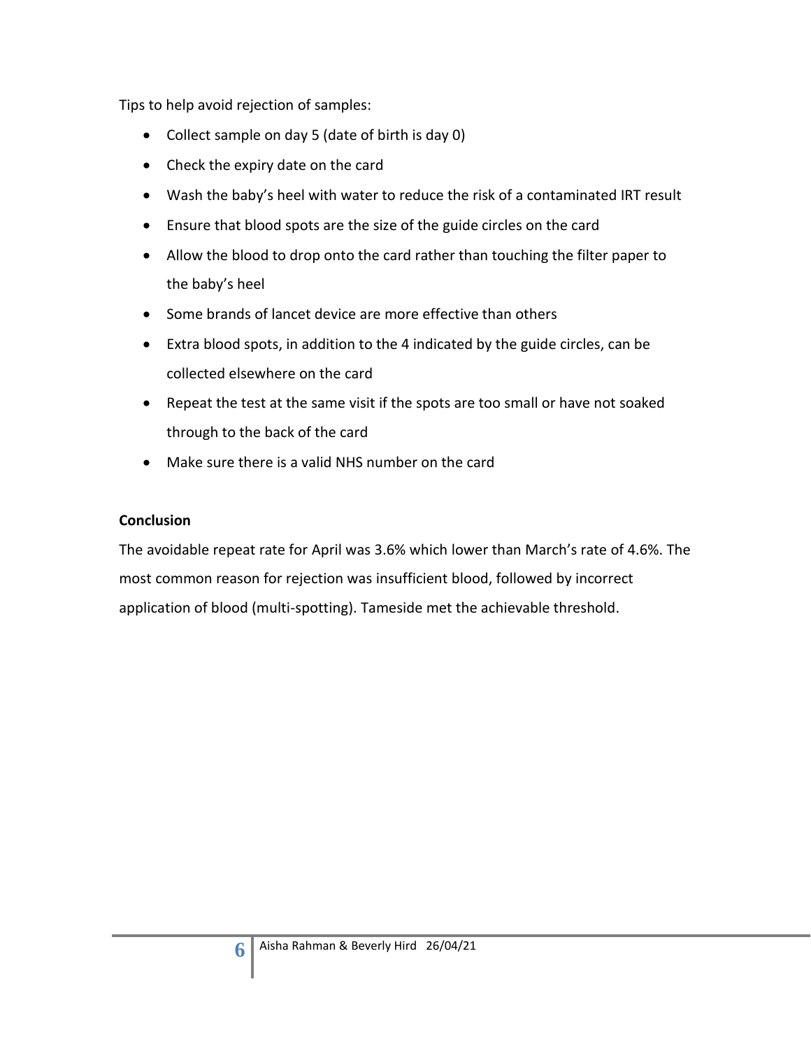Tips to help avoid rejection of samples:

- Collect sample on day 5 (date of birth is day 0)
- Check the expiry date on the card
- Wash the baby's heel with water to reduce the risk of a contaminated IRT result
- Ensure that blood spots are the size of the guide circles on the card
- Allow the blood to drop onto the card rather than touching the filter paper to the baby's heel
- Some brands of lancet device are more effective than others
- Extra blood spots, in addition to the 4 indicated by the guide circles, can be collected elsewhere on the card
- Repeat the test at the same visit if the spots are too small or have not soaked through to the back of the card
- Make sure there is a valid NHS number on the card

**Conclusion**

The avoidable repeat rate for April was 3.6% which lower than March's rate of 4.6%. The most common reason for rejection was insufficient blood, followed by incorrect application of blood (multi-spotting). Tameside met the achievable threshold.